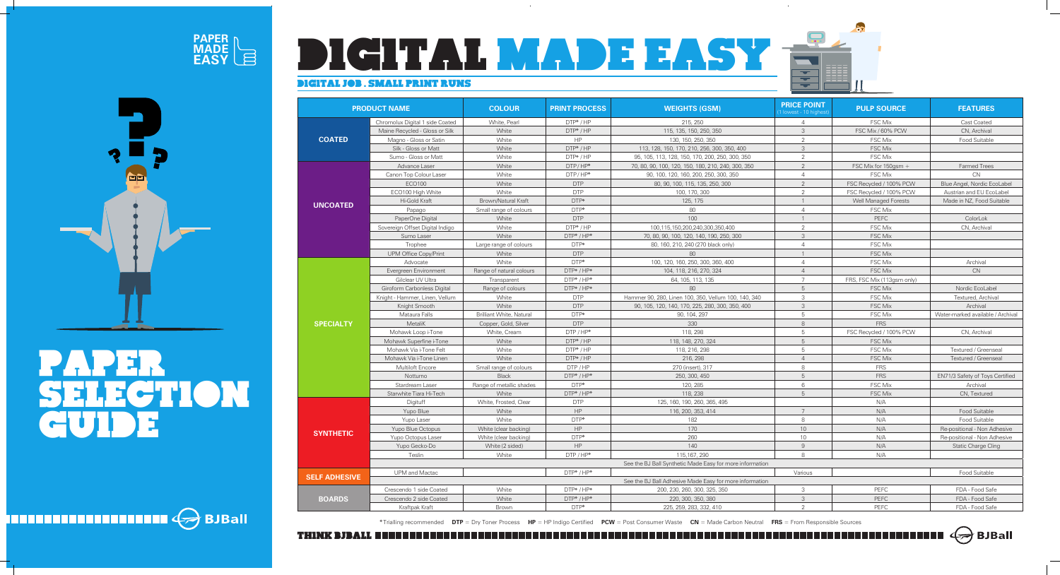PAPER MADE EASY

# PAPER SELECTION GUIDE

# DIGITAL MADE EASY

## DIGITAL JOB . SMALL PRINT RUNS

| PRODUCT NAME | | COLOUR | PRINT PROCESS | WEIGHTS (GSM) | PRICE POINT (1 lowest - 10 highest) | PULP SOURCE | FEATURES |
|---|---|---|---|---|---|---|---|
| COATED | Chromolux Digital 1 side Coated | White, Pearl | DTP* / HP | 215, 250 | 4 | FSC Mix | Cast Coated |
| | Maine Recycled - Gloss or Silk | White | DTP* / HP | 115, 135, 150, 250, 350 | 3 | FSC Mix / 60% PCW | CN, Archival |
| | Magno - Gloss or Satin | White | HP | 130, 150, 250, 350 | 2 | FSC Mix | Food Suitable |
| | Silk - Gloss or Matt | White | DTP* / HP | 113, 128, 150, 170, 210, 256, 300, 350, 400 | 3 | FSC Mix | |
| | Sumo - Gloss or Matt | White | DTP* / HP | 95, 105, 113, 128, 150, 170, 200, 250, 300, 350 | 2 | FSC Mix | |
| UNCOATED | Advance Laser | White | DTP/ HP* | 70, 80, 90, 100, 120, 150, 180, 210, 240, 300, 350 | 2 | FSC Mix for 150gsm + | Farmed Trees |
| | Canon Top Colour Laser | White | DTP/ HP* | 90, 100, 120, 160, 200, 250, 300, 350 | 4 | FSC Mix | CN |
| | ECO100 | White | DTP | 80, 90, 100, 115, 135, 250, 300 | 2 | FSC Recycled / 100% PCW | Blue Angel, Nordic EcoLabel |
| | ECO100 High White | White | DTP | 100, 170, 300 | 2 | FSC Recycled / 100% PCW | Austrian and EU EcoLabel |
| | Hi-Gold Kraft | Brown/Natural Kraft | DTP* | 125, 175 | 1 | Well Managed Forests | Made in NZ, Food Suitable |
| | Papago | Small range of colours | DTP* | 80 | 4 | FSC Mix | |
| | PaperOne Digital | White | DTP | 100 | 1 | PEFC | ColorLok |
| | Sovereign Offset Digital Indigo | White | DTP* / HP | 100,115,150,200,240,300,350,400 | 2 | FSC Mix | CN, Archival |
| | Sumo Laser | White | DTP* / HP* | 70, 80, 90, 100, 120, 140, 190, 250, 300 | 3 | FSC Mix | |
| | Trophee | Large range of colours | DTP* | 80, 160, 210, 240 (270 black only) | 4 | FSC Mix | |
| | UPM Office Copy/Print | White | DTP | 80 | 1 | FSC Mix | |
| SPECIALTY | Advocate | White | DTP* | 100, 120, 160, 250, 300, 360, 400 | 4 | FSC Mix | Archival |
| | Evergreen Environment | Range of natural colours | DTP* / HP* | 104, 118, 216, 270, 324 | 4 | FSC Mix | CN |
| | Gilclear UV Ultra | Transparent | DTP* / HP* | 64, 105, 113, 135 | 7 | FRS, FSC Mix (113gsm only) | |
| | Giroform Carbonless Digital | Range of colours | DTP* / HP* | 80 | 5 | FSC Mix | Nordic EcoLabel |
| | Knight - Hammer, Linen, Vellum | White | DTP | Hammer 90, 280, Linen 100, 350, Vellum 100, 140, 340 | 3 | FSC Mix | Textured, Archival |
| | Knight Smooth | White | DTP | 90, 105, 120, 140, 170, 225, 280, 300, 350, 400 | 3 | FSC Mix | Archival |
| | Mataura Falls | Brilliant White, Natural | DTP* | 90, 104, 297 | 5 | FSC Mix | Water-marked available / Archival |
| | MetaliK | Copper, Gold, Silver | DTP | 330 | 8 | FRS | |
| | Mohawk Loop i-Tone | White, Cream | DTP / HP* | 118, 298 | 5 | FSC Recycled / 100% PCW | CN, Archival |
| | Mohawk Superfine i-Tone | White | DTP* / HP | 118, 148, 270, 324 | 5 | FSC Mix | |
| | Mohawk Via i-Tone Felt | White | DTP* / HP | 118, 216, 298 | 5 | FSC Mix | Textured / Greenseal |
| | Mohawk Via i-Tone Linen | White | DTP* / HP | 216, 298 | 4 | FSC Mix | Textured / Greenseal |
| | Multiloft Encore | Small range of colours | DTP / HP | 270 (insert), 317 | 8 | FRS | |
| | Notturno | Black | DTP* / HP* | 250, 300, 450 | 5 | FRS | EN71/3 Safety of Toys Certified |
| | Stardream Laser | Range of metallic shades | DTP* | 120, 285 | 6 | FSC Mix | Archival |
| | Starwhite Tiara Hi-Tech | White | DTP* / HP* | 118, 238 | 5 | FSC Mix | CN, Textured |
| SYNTHETIC | Digituff | White, Frosted, Clear | DTP | 125, 160, 190, 260, 365, 495 | | N/A | |
| | Yupo Blue | White | HP | 116, 200, 353, 414 | 7 | N/A | Food Suitable |
| | Yupo Laser | White | DTP* | 182 | 8 | N/A | Food Suitable |
| | Yupo Blue Octopus | White (clear backing) | HP | 170 | 10 | N/A | Re-positional - Non Adhesive |
| | Yupo Octopus Laser | White (clear backing) | DTP* | 260 | 10 | N/A | Re-positional - Non Adhesive |
| | Yupo Gecko-Do | White (2 sided) | HP | 140 | 9 | N/A | Static Charge Cling |
| | Teslin | White | DTP / HP* | 115,167, 290 | 8 | N/A | |
| | | | | See the BJ Ball Synthetic Made Easy for more information | | | |
| SELF ADHESIVE | UPM and Mactac | | DTP* / HP* | | Various | | Food Suitable |
| | | | | See the BJ Ball Adhesive Made Easy for more information | | | |
| BOARDS | Crescendo 1 side Coated | White | DTP* / HP* | 200, 230, 260, 300, 325, 350 | 3 | PEFC | FDA - Food Safe |
| | Crescendo 2 side Coated | White | DTP* / HP* | 220, 300, 350, 380 | 3 | PEFC | FDA - Food Safe |
| | Kraftpak Kraft | Brown | DTP* | 225, 259, 283, 332, 410 | 2 | PEFC | FDA - Food Safe |

* Trialling recommended **DTP** = Dry Toner Process **HP** = HP Indigo Certified **PCW** = Post Consumer Waste **CN** = Made Carbon Neutral **FRS** = From Responsible Sources

THINK BJBALL

BJBall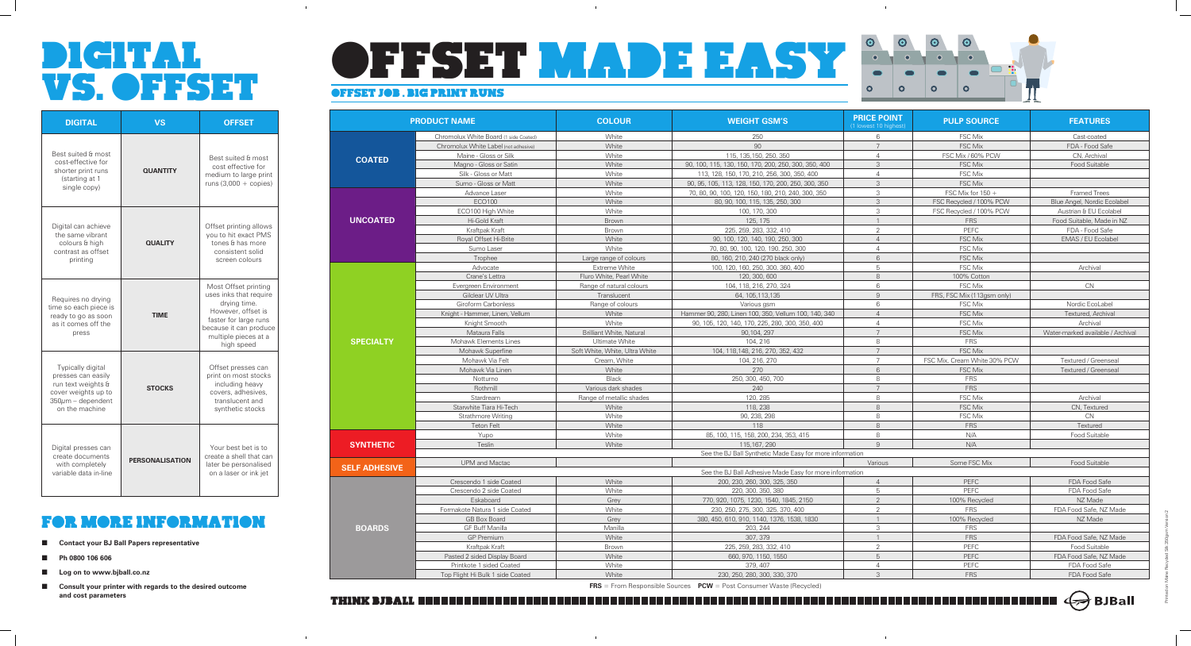# DIGITAL VS. OFFSET

| DIGITAL | VS | OFFSET |
|---|---|---|
| Best suited & most cost-effective for shorter print runs (starting at 1 single copy) | QUANTITY | Best suited & most cost effective for medium to large print runs (3,000 + copies) |
| Digital can achieve the same vibrant colours & high contrast as offset printing | QUALITY | Offset printing allows you to hit exact PMS tones & has more consistent solid screen colours |
| Requires no drying time so each piece is ready to go as soon as it comes off the press | TIME | Most Offset printing uses inks that require drying time. However, offset is faster for large runs because it can produce multiple pieces at a high speed |
| Typically digital presses can easily run text weights & cover weights up to 350μm – dependent on the machine | STOCKS | Offset presses can print on most stocks including heavy covers, adhesives, translucent and synthetic stocks |
| Digital presses can create documents with completely variable data in-line | PERSONALISATION | Your best bet is to create a shell that can later be personalised on a laser or ink jet |

## FOR MORE INFORMATION

- **Contact your BJ Ball Papers representative**
- **Ph 0800 106 606**
- **Log on to www.bjball.co.nz**
- **Consult your printer with regards to the desired outcome and cost parameters**

# OFFSET MADE EASY

## OFFSET JOB . BIG PRINT RUNS

| | PRODUCT NAME | COLOUR | WEIGHT GSM'S | PRICE POINT (1 lowest 10 highest) | PULP SOURCE | FEATURES |
|---|---|---|---|---|---|---|
| COATED | Chromolux White Board (1 side Coated) | White | 250 | 6 | FSC Mix | Cast-coated |
| | Chromolux White Label (not adhesive) | White | 90 | 7 | FSC Mix | FDA - Food Safe |
| | Maine - Gloss or Silk | White | 115, 135,150, 250, 350 | 4 | FSC Mix / 60% PCW | CN, Archival |
| | Magno - Gloss or Satin | White | 90, 100, 115, 130, 150, 170, 200, 250, 300, 350, 400 | 3 | FSC Mix | Food Suitable |
| | Silk - Gloss or Matt | White | 113, 128, 150, 170, 210, 256, 300, 350, 400 | 4 | FSC Mix | |
| | Sumo - Gloss or Matt | White | 90, 95, 105, 113, 128, 150, 170, 200, 250, 300, 350 | 3 | FSC Mix | |
| UNCOATED | Advance Laser | White | 70, 80, 90, 100, 120, 150, 180, 210, 240, 300, 350 | 3 | FSC Mix for 150 + | Framed Trees |
| | ECO100 | White | 80, 90, 100, 115, 135, 250, 300 | 3 | FSC Recycled / 100% PCW | Blue Angel, Nordic Ecolabel |
| | ECO100 High White | White | 100, 170, 300 | 3 | FSC Recycled / 100% PCW | Austrian & EU Ecolabel |
| | Hi-Gold Kraft | Brown | 125, 175 | 1 | FRS | Food Suitable, Made in NZ |
| | Kraftpak Kraft | Brown | 225, 259, 283, 332, 410 | 2 | PEFC | FDA - Food Safe |
| | Royal Offset Hi-Brite | White | 90, 100, 120, 140, 190, 250, 300 | 4 | FSC Mix | EMAS / EU Ecolabel |
| | Sumo Laser | White | 70, 80, 90, 100, 120, 190, 250, 300 | 4 | FSC Mix | |
| | Trophee | Large range of colours | 80, 160, 210, 240 (270 black only) | 6 | FSC Mix | |
| SPECIALTY | Advocate | Extreme White | 100, 120, 160, 250, 300, 360, 400 | 5 | FSC Mix | Archival |
| | Crane's Lettra | Fluro White, Pearl White | 120, 300, 600 | 8 | 100% Cotton | |
| | Evergreen Environment | Range of natural colours | 104, 118, 216, 270, 324 | 6 | FSC Mix | CN |
| | Gilclear UV Ultra | Translucent | 64, 105,113,135 | 9 | FRS, FSC Mix (113gsm only) | |
| | Giroform Carbonless | Range of colours | Various gsm | 6 | FSC Mix | Nordic EcoLabel |
| | Knight - Hammer, Linen, Vellum | White | Hammer 90, 280, Linen 100, 350, Vellum 100, 140, 340 | 4 | FSC Mix | Textured, Archival |
| | Knight Smooth | White | 90, 105, 120, 140, 170, 225, 280, 300, 350, 400 | 4 | FSC Mix | Archival |
| | Mataura Falls | Brilliant White, Natural | 90,104, 297 | 7 | FSC Mix | Water-marked available / Archival |
| | Mohawk Elements Lines | Ultimate White | 104, 216 | 8 | FRS | |
| | Mohawk Superfine | Soft White, White, Ultra White | 104, 118,148, 216, 270, 352, 432 | 7 | FSC Mix | |
| | Mohawk Via Felt | Cream, White | 104, 216, 270 | 7 | FSC Mix, Cream White 30% PCW | Textured / Greenseal |
| | Mohawk Via Linen | White | 270 | 6 | FSC Mix | Textured / Greenseal |
| | Notturno | Black | 250, 300, 450, 700 | 8 | FRS | |
| | Rothmill | Various dark shades | 240 | 7 | FRS | |
| | Stardream | Range of metallic shades | 120, 285 | 8 | FSC Mix | Archival |
| | Starwhite Tiara Hi-Tech | White | 118, 238 | 8 | FSC Mix | CN, Textured |
| | Strathmore Writing | White | 90, 238, 298 | 8 | FSC Mix | CN |
| | Teton Felt | White | 118 | 8 | FRS | Textured |
| SYNTHETIC | Yupo | White | 85, 100, 115, 158, 200, 234, 353, 415 | 8 | N/A | Food Suitable |
| | Teslin | White | 115,167, 290 | 9 | N/A | |
| | See the BJ Ball Synthetic Made Easy for more information | | | | | |
| SELF ADHESIVE | UPM and Mactac | | | Various | Some FSC Mix | Food Suitable |
| | See the BJ Ball Adhesive Made Easy for more information | | | | | |
| BOARDS | Crescendo 1 side Coated | White | 200, 230, 260, 300, 325, 350 | 4 | PEFC | FDA Food Safe |
| | Crescendo 2 side Coated | White | 220, 300, 350, 380 | 5 | PEFC | FDA Food Safe |
| | Eskaboard | Grey | 770, 920, 1075, 1230, 1540, 1845, 2150 | 2 | 100% Recycled | NZ Made |
| | Formakote Natura 1 side Coated | White | 230, 250, 275, 300, 325, 370, 400 | 2 | FRS | FDA Food Safe, NZ Made |
| | GB Box Board | Grey | 380, 450, 610, 910, 1140, 1376, 1538, 1830 | 1 | 100% Recycled | NZ Made |
| | GF Buff Manilla | Manilla | 203, 244 | 3 | FRS | |
| | GP Premium | White | 307, 379 | 1 | FRS | FDA Food Safe, NZ Made |
| | Kraftpak Kraft | Brown | 225, 259, 283, 332, 410 | 2 | PEFC | Food Suitable |
| | Pasted 2 sided Display Board | White | 660, 970, 1150, 1550 | 5 | PEFC | FDA Food Safe, NZ Made |
| | Printkote 1 sided Coated | White | 379, 407 | 4 | PEFC | FDA Food Safe |
| | Top Flight Hi Bulk 1 side Coated | White | 230, 250, 280, 300, 330, 370 | 3 | FRS | FDA Food Safe |

**FRS** = From Responsible Sources **PCW** = Post Consumer Waste (Recycled)

THINK BJBALL

BJBall

Printed on Maine Recycled Silk 250gsm Version 2